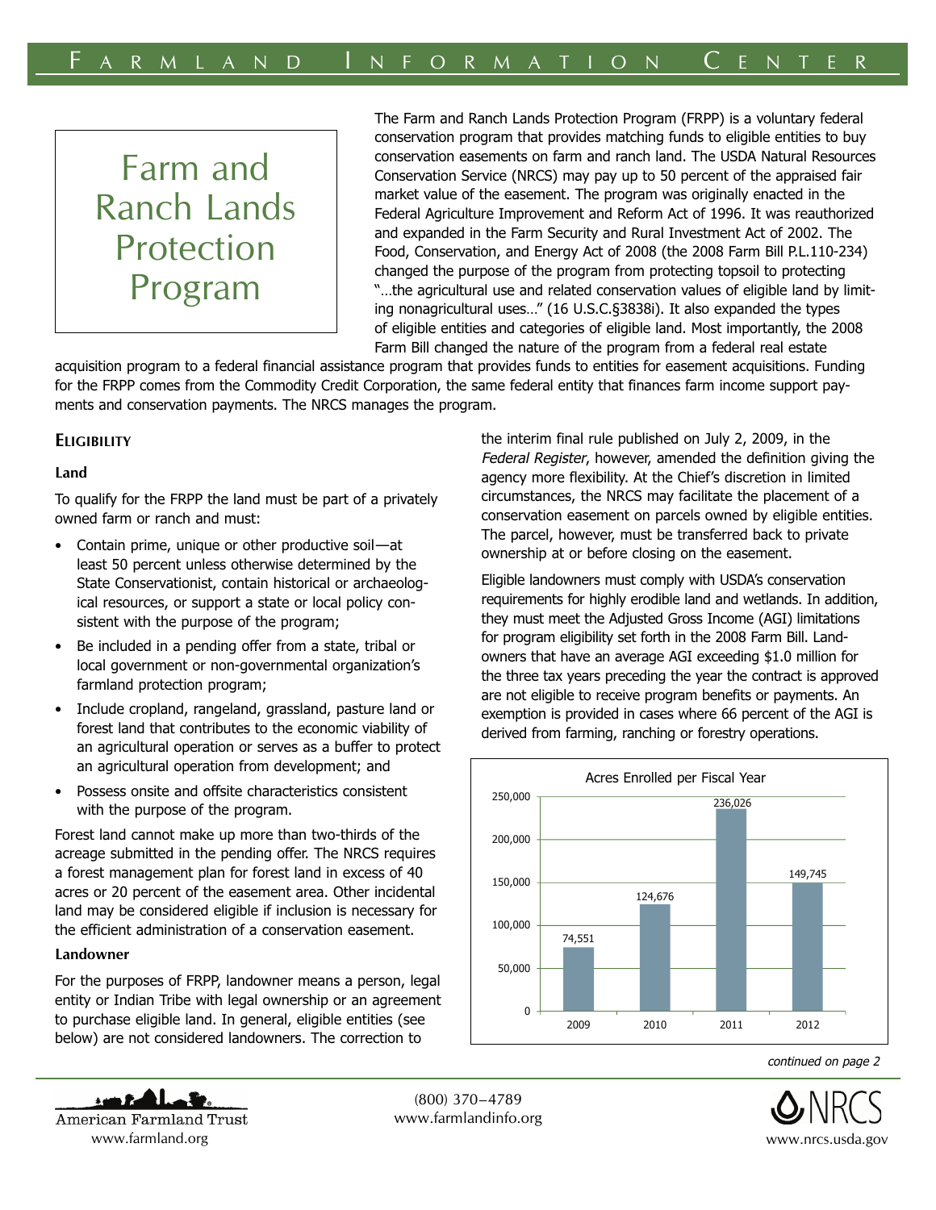# Farm and Ranch Lands Protection Program

The Farm and Ranch Lands Protection Program (FRPP) is a voluntary federal conservation program that provides matching funds to eligible entities to buy conservation easements on farm and ranch land. The USDA Natural Resources Conservation Service (NRCS) may pay up to 50 percent of the appraised fair market value of the easement. The program was originally enacted in the Federal Agriculture Improvement and Reform Act of 1996. It was reauthorized and expanded in the Farm Security and Rural Investment Act of 2002. The Food, Conservation, and Energy Act of 2008 (the 2008 Farm Bill P.L.110-234) changed the purpose of the program from protecting topsoil to protecting "…the agricultural use and related conservation values of eligible land by limiting nonagricultural uses…" (16 U.S.C.§3838i). It also expanded the types of eligible entities and categories of eligible land. Most importantly, the 2008 Farm Bill changed the nature of the program from a federal real estate acquisition program to a federal financial assistance program that provides funds to entities for easement acquisitions. Funding for the FRPP comes from the Commodity Credit Corporation, the same federal entity that finances farm income support payments and conservation payments. The NRCS manages the program.

## Eligibility

### Land

To qualify for the FRPP the land must be part of a privately owned farm or ranch and must:

- Contain prime, unique or other productive soil—at least 50 percent unless otherwise determined by the State Conservationist, contain historical or archaeological resources, or support a state or local policy consistent with the purpose of the program;
- Be included in a pending offer from a state, tribal or local government or non-governmental organization's farmland protection program;
- Include cropland, rangeland, grassland, pasture land or forest land that contributes to the economic viability of an agricultural operation or serves as a buffer to protect an agricultural operation from development; and
- Possess onsite and offsite characteristics consistent with the purpose of the program.

Forest land cannot make up more than two-thirds of the acreage submitted in the pending offer. The NRCS requires a forest management plan for forest land in excess of 40 acres or 20 percent of the easement area. Other incidental land may be considered eligible if inclusion is necessary for the efficient administration of a conservation easement.

### Landowner

For the purposes of FRPP, landowner means a person, legal entity or Indian Tribe with legal ownership or an agreement to purchase eligible land. In general, eligible entities (see below) are not considered landowners. The correction to the interim final rule published on July 2, 2009, in the *Federal Register*, however, amended the definition giving the agency more flexibility. At the Chief's discretion in limited circumstances, the NRCS may facilitate the placement of a conservation easement on parcels owned by eligible entities. The parcel, however, must be transferred back to private ownership at or before closing on the easement.

Eligible landowners must comply with USDA's conservation requirements for highly erodible land and wetlands. In addition, they must meet the Adjusted Gross Income (AGI) limitations for program eligibility set forth in the 2008 Farm Bill. Landowners that have an average AGI exceeding $1.0 million for the three tax years preceding the year the contract is approved are not eligible to receive program benefits or payments. An exemption is provided in cases where 66 percent of the AGI is derived from farming, ranching or forestry operations.

**Acres Enrolled per Fiscal Year**

| Fiscal Year | Acres Enrolled |
|---|---|
| 2009 | 74,551 |
| 2010 | 124,676 |
| 2011 | 236,026 |
| 2012 | 149,745 |

*continued on page 2*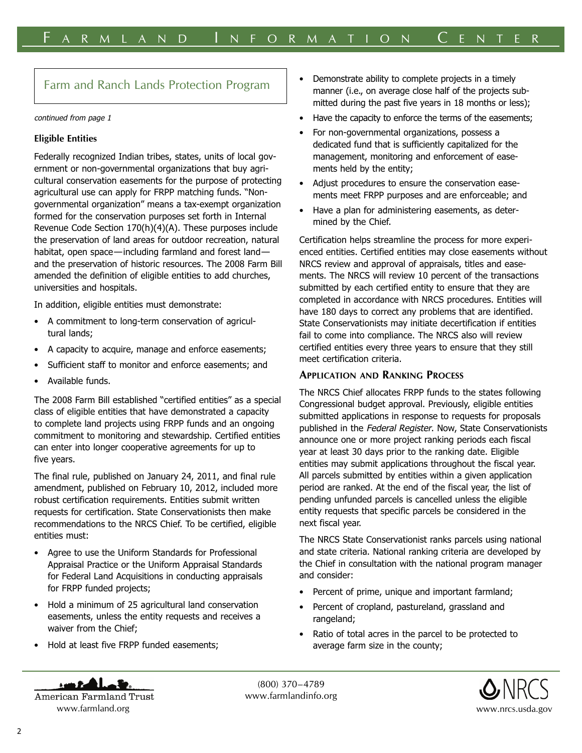## Farm and Ranch Lands Protection Program

*continued from page 1*

**Eligible Entities**

Federally recognized Indian tribes, states, units of local government or non-governmental organizations that buy agricultural conservation easements for the purpose of protecting agricultural use can apply for FRPP matching funds. "Non-governmental organization" means a tax-exempt organization formed for the conservation purposes set forth in Internal Revenue Code Section 170(h)(4)(A). These purposes include the preservation of land areas for outdoor recreation, natural habitat, open space—including farmland and forest land—and the preservation of historic resources. The 2008 Farm Bill amended the definition of eligible entities to add churches, universities and hospitals.

In addition, eligible entities must demonstrate:

- A commitment to long-term conservation of agricultural lands;
- A capacity to acquire, manage and enforce easements;
- Sufficient staff to monitor and enforce easements; and
- Available funds.

The 2008 Farm Bill established "certified entities" as a special class of eligible entities that have demonstrated a capacity to complete land projects using FRPP funds and an ongoing commitment to monitoring and stewardship. Certified entities can enter into longer cooperative agreements for up to five years.

The final rule, published on January 24, 2011, and final rule amendment, published on February 10, 2012, included more robust certification requirements. Entities submit written requests for certification. State Conservationists then make recommendations to the NRCS Chief. To be certified, eligible entities must:

- Agree to use the Uniform Standards for Professional Appraisal Practice or the Uniform Appraisal Standards for Federal Land Acquisitions in conducting appraisals for FRPP funded projects;
- Hold a minimum of 25 agricultural land conservation easements, unless the entity requests and receives a waiver from the Chief;
- Hold at least five FRPP funded easements;
- Demonstrate ability to complete projects in a timely manner (i.e., on average close half of the projects submitted during the past five years in 18 months or less);
- Have the capacity to enforce the terms of the easements;
- For non-governmental organizations, possess a dedicated fund that is sufficiently capitalized for the management, monitoring and enforcement of easements held by the entity;
- Adjust procedures to ensure the conservation easements meet FRPP purposes and are enforceable; and
- Have a plan for administering easements, as determined by the Chief.

Certification helps streamline the process for more experienced entities. Certified entities may close easements without NRCS review and approval of appraisals, titles and easements. The NRCS will review 10 percent of the transactions submitted by each certified entity to ensure that they are completed in accordance with NRCS procedures. Entities will have 180 days to correct any problems that are identified. State Conservationists may initiate decertification if entities fail to come into compliance. The NRCS also will review certified entities every three years to ensure that they still meet certification criteria.

### Application and Ranking Process

The NRCS Chief allocates FRPP funds to the states following Congressional budget approval. Previously, eligible entities submitted applications in response to requests for proposals published in the *Federal Register*. Now, State Conservationists announce one or more project ranking periods each fiscal year at least 30 days prior to the ranking date. Eligible entities may submit applications throughout the fiscal year. All parcels submitted by entities within a given application period are ranked. At the end of the fiscal year, the list of pending unfunded parcels is cancelled unless the eligible entity requests that specific parcels be considered in the next fiscal year.

The NRCS State Conservationist ranks parcels using national and state criteria. National ranking criteria are developed by the Chief in consultation with the national program manager and consider:

- Percent of prime, unique and important farmland;
- Percent of cropland, pastureland, grassland and rangeland;
- Ratio of total acres in the parcel to be protected to average farm size in the county;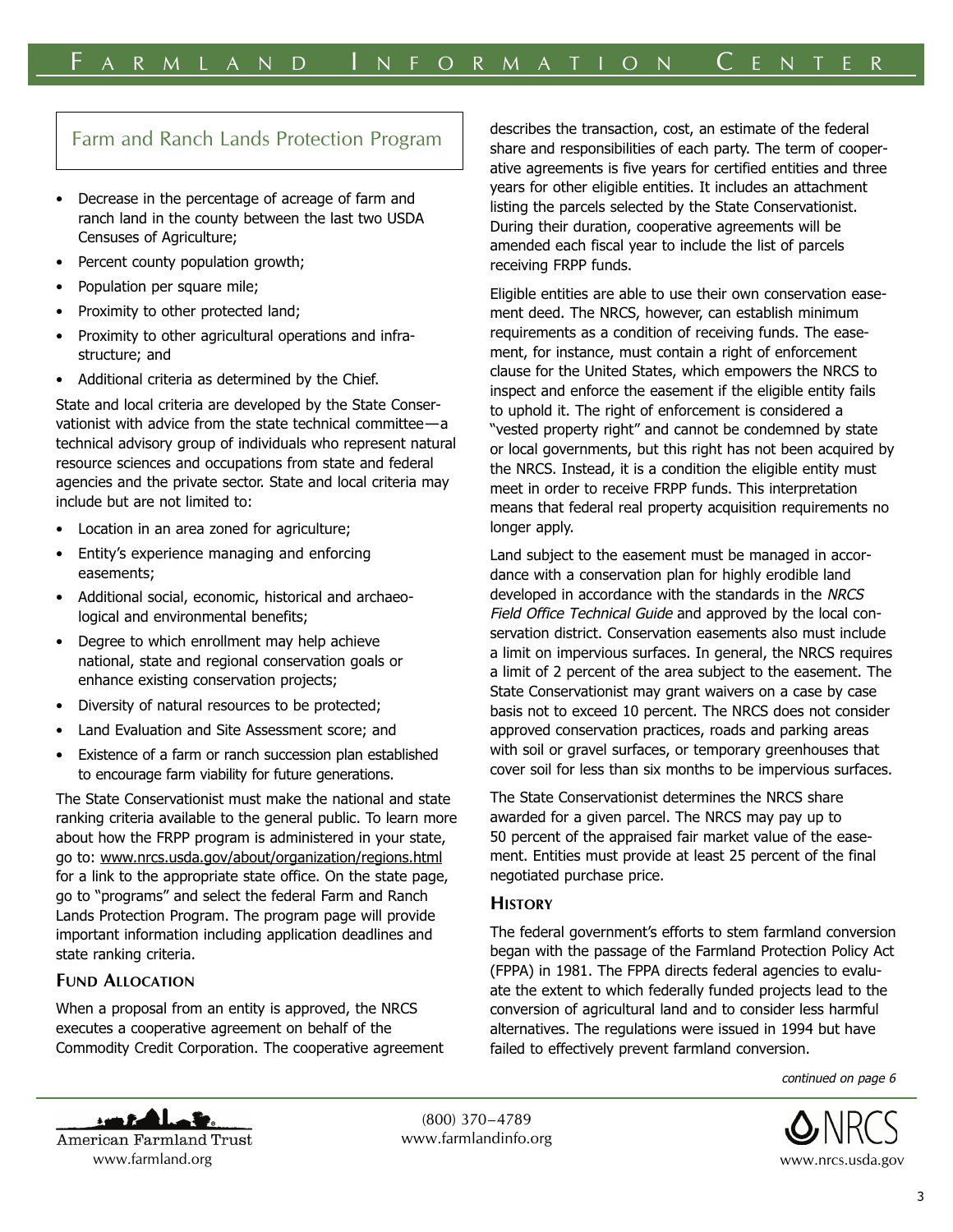## Farm and Ranch Lands Protection Program

- Decrease in the percentage of acreage of farm and ranch land in the county between the last two USDA Censuses of Agriculture;
- Percent county population growth;
- Population per square mile;
- Proximity to other protected land;
- Proximity to other agricultural operations and infrastructure; and
- Additional criteria as determined by the Chief.

State and local criteria are developed by the State Conservationist with advice from the state technical committee—a technical advisory group of individuals who represent natural resource sciences and occupations from state and federal agencies and the private sector. State and local criteria may include but are not limited to:

- Location in an area zoned for agriculture;
- Entity's experience managing and enforcing easements;
- Additional social, economic, historical and archaeological and environmental benefits;
- Degree to which enrollment may help achieve national, state and regional conservation goals or enhance existing conservation projects;
- Diversity of natural resources to be protected;
- Land Evaluation and Site Assessment score; and
- Existence of a farm or ranch succession plan established to encourage farm viability for future generations.

The State Conservationist must make the national and state ranking criteria available to the general public. To learn more about how the FRPP program is administered in your state, go to: www.nrcs.usda.gov/about/organization/regions.html for a link to the appropriate state office. On the state page, go to "programs" and select the federal Farm and Ranch Lands Protection Program. The program page will provide important information including application deadlines and state ranking criteria.

### Fund Allocation

When a proposal from an entity is approved, the NRCS executes a cooperative agreement on behalf of the Commodity Credit Corporation. The cooperative agreement describes the transaction, cost, an estimate of the federal share and responsibilities of each party. The term of cooperative agreements is five years for certified entities and three years for other eligible entities. It includes an attachment listing the parcels selected by the State Conservationist. During their duration, cooperative agreements will be amended each fiscal year to include the list of parcels receiving FRPP funds.

Eligible entities are able to use their own conservation easement deed. The NRCS, however, can establish minimum requirements as a condition of receiving funds. The easement, for instance, must contain a right of enforcement clause for the United States, which empowers the NRCS to inspect and enforce the easement if the eligible entity fails to uphold it. The right of enforcement is considered a "vested property right" and cannot be condemned by state or local governments, but this right has not been acquired by the NRCS. Instead, it is a condition the eligible entity must meet in order to receive FRPP funds. This interpretation means that federal real property acquisition requirements no longer apply.

Land subject to the easement must be managed in accordance with a conservation plan for highly erodible land developed in accordance with the standards in the *NRCS Field Office Technical Guide* and approved by the local conservation district. Conservation easements also must include a limit on impervious surfaces. In general, the NRCS requires a limit of 2 percent of the area subject to the easement. The State Conservationist may grant waivers on a case by case basis not to exceed 10 percent. The NRCS does not consider approved conservation practices, roads and parking areas with soil or gravel surfaces, or temporary greenhouses that cover soil for less than six months to be impervious surfaces.

The State Conservationist determines the NRCS share awarded for a given parcel. The NRCS may pay up to 50 percent of the appraised fair market value of the easement. Entities must provide at least 25 percent of the final negotiated purchase price.

### History

The federal government's efforts to stem farmland conversion began with the passage of the Farmland Protection Policy Act (FPPA) in 1981. The FPPA directs federal agencies to evaluate the extent to which federally funded projects lead to the conversion of agricultural land and to consider less harmful alternatives. The regulations were issued in 1994 but have failed to effectively prevent farmland conversion.

*continued on page 6*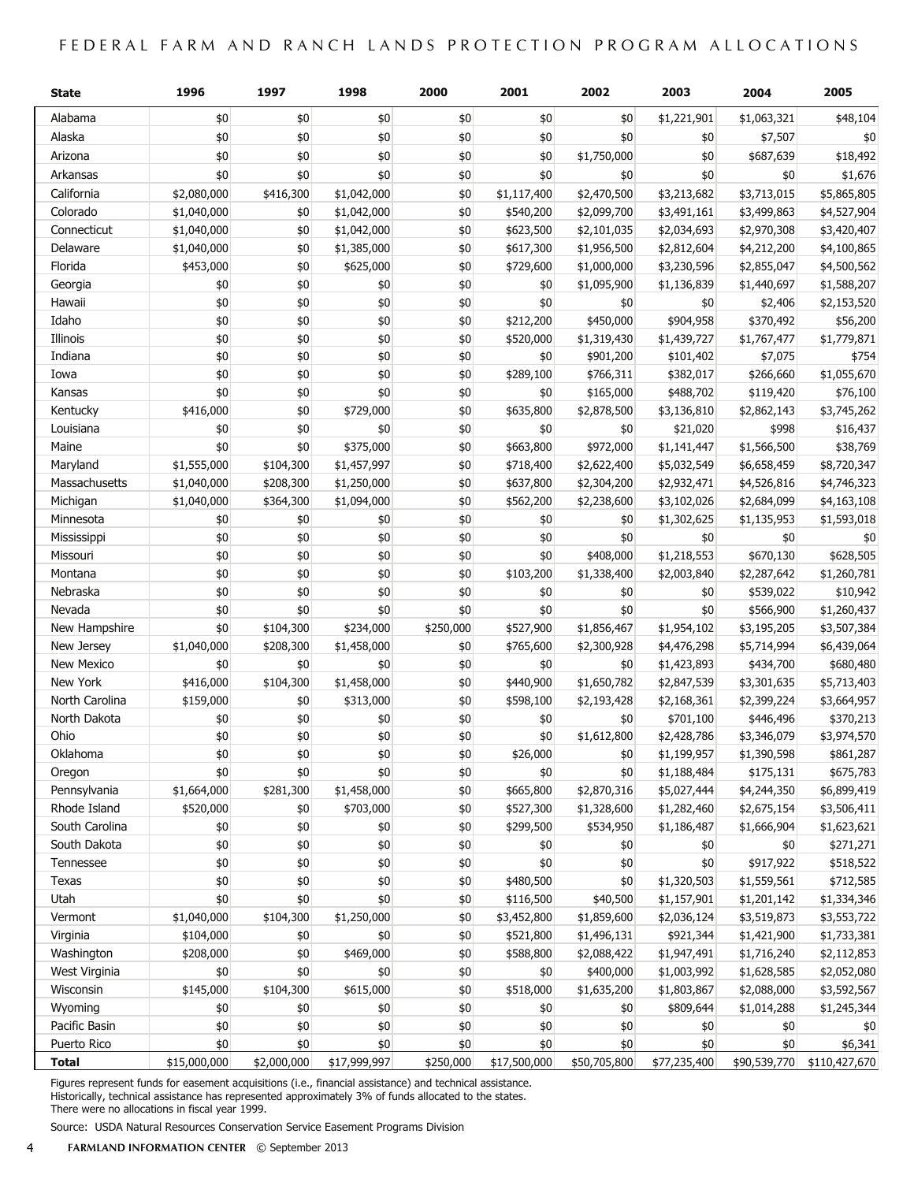# FEDERAL FARM AND RANCH LANDS PROTECTION PROGRAM ALLOCATIONS

| State | 1996 | 1997 | 1998 | 2000 | 2001 | 2002 | 2003 | 2004 | 2005 |
|---|---|---|---|---|---|---|---|---|---|
| Alabama | $0 | $0 | $0 | $0 | $0 | $0 | $1,221,901 | $1,063,321 | $48,104 |
| Alaska | $0 | $0 | $0 | $0 | $0 | $0 | $0 | $7,507 | $0 |
| Arizona | $0 | $0 | $0 | $0 | $0 | $1,750,000 | $0 | $687,639 | $18,492 |
| Arkansas | $0 | $0 | $0 | $0 | $0 | $0 | $0 | $0 | $1,676 |
| California | $2,080,000 | $416,300 | $1,042,000 | $0 | $1,117,400 | $2,470,500 | $3,213,682 | $3,713,015 | $5,865,805 |
| Colorado | $1,040,000 | $0 | $1,042,000 | $0 | $540,200 | $2,099,700 | $3,491,161 | $3,499,863 | $4,527,904 |
| Connecticut | $1,040,000 | $0 | $1,042,000 | $0 | $623,500 | $2,101,035 | $2,034,693 | $2,970,308 | $3,420,407 |
| Delaware | $1,040,000 | $0 | $1,385,000 | $0 | $617,300 | $1,956,500 | $2,812,604 | $4,212,200 | $4,100,865 |
| Florida | $453,000 | $0 | $625,000 | $0 | $729,600 | $1,000,000 | $3,230,596 | $2,855,047 | $4,500,562 |
| Georgia | $0 | $0 | $0 | $0 | $0 | $1,095,900 | $1,136,839 | $1,440,697 | $1,588,207 |
| Hawaii | $0 | $0 | $0 | $0 | $0 | $0 | $0 | $2,406 | $2,153,520 |
| Idaho | $0 | $0 | $0 | $0 | $212,200 | $450,000 | $904,958 | $370,492 | $56,200 |
| Illinois | $0 | $0 | $0 | $0 | $520,000 | $1,319,430 | $1,439,727 | $1,767,477 | $1,779,871 |
| Indiana | $0 | $0 | $0 | $0 | $0 | $901,200 | $101,402 | $7,075 | $754 |
| Iowa | $0 | $0 | $0 | $0 | $289,100 | $766,311 | $382,017 | $266,660 | $1,055,670 |
| Kansas | $0 | $0 | $0 | $0 | $0 | $165,000 | $488,702 | $119,420 | $76,100 |
| Kentucky | $416,000 | $0 | $729,000 | $0 | $635,800 | $2,878,500 | $3,136,810 | $2,862,143 | $3,745,262 |
| Louisiana | $0 | $0 | $0 | $0 | $0 | $0 | $21,020 | $998 | $16,437 |
| Maine | $0 | $0 | $375,000 | $0 | $663,800 | $972,000 | $1,141,447 | $1,566,500 | $38,769 |
| Maryland | $1,555,000 | $104,300 | $1,457,997 | $0 | $718,400 | $2,622,400 | $5,032,549 | $6,658,459 | $8,720,347 |
| Massachusetts | $1,040,000 | $208,300 | $1,250,000 | $0 | $637,800 | $2,304,200 | $2,932,471 | $4,526,816 | $4,746,323 |
| Michigan | $1,040,000 | $364,300 | $1,094,000 | $0 | $562,200 | $2,238,600 | $3,102,026 | $2,684,099 | $4,163,108 |
| Minnesota | $0 | $0 | $0 | $0 | $0 | $0 | $1,302,625 | $1,135,953 | $1,593,018 |
| Mississippi | $0 | $0 | $0 | $0 | $0 | $0 | $0 | $0 | $0 |
| Missouri | $0 | $0 | $0 | $0 | $0 | $408,000 | $1,218,553 | $670,130 | $628,505 |
| Montana | $0 | $0 | $0 | $0 | $103,200 | $1,338,400 | $2,003,840 | $2,287,642 | $1,260,781 |
| Nebraska | $0 | $0 | $0 | $0 | $0 | $0 | $0 | $539,022 | $10,942 |
| Nevada | $0 | $0 | $0 | $0 | $0 | $0 | $0 | $566,900 | $1,260,437 |
| New Hampshire | $0 | $104,300 | $234,000 | $250,000 | $527,900 | $1,856,467 | $1,954,102 | $3,195,205 | $3,507,384 |
| New Jersey | $1,040,000 | $208,300 | $1,458,000 | $0 | $765,600 | $2,300,928 | $4,476,298 | $5,714,994 | $6,439,064 |
| New Mexico | $0 | $0 | $0 | $0 | $0 | $0 | $1,423,893 | $434,700 | $680,480 |
| New York | $416,000 | $104,300 | $1,458,000 | $0 | $440,900 | $1,650,782 | $2,847,539 | $3,301,635 | $5,713,403 |
| North Carolina | $159,000 | $0 | $313,000 | $0 | $598,100 | $2,193,428 | $2,168,361 | $2,399,224 | $3,664,957 |
| North Dakota | $0 | $0 | $0 | $0 | $0 | $0 | $701,100 | $446,496 | $370,213 |
| Ohio | $0 | $0 | $0 | $0 | $0 | $1,612,800 | $2,428,786 | $3,346,079 | $3,974,570 |
| Oklahoma | $0 | $0 | $0 | $0 | $26,000 | $0 | $1,199,957 | $1,390,598 | $861,287 |
| Oregon | $0 | $0 | $0 | $0 | $0 | $0 | $1,188,484 | $175,131 | $675,783 |
| Pennsylvania | $1,664,000 | $281,300 | $1,458,000 | $0 | $665,800 | $2,870,316 | $5,027,444 | $4,244,350 | $6,899,419 |
| Rhode Island | $520,000 | $0 | $703,000 | $0 | $527,300 | $1,328,600 | $1,282,460 | $2,675,154 | $3,506,411 |
| South Carolina | $0 | $0 | $0 | $0 | $299,500 | $534,950 | $1,186,487 | $1,666,904 | $1,623,621 |
| South Dakota | $0 | $0 | $0 | $0 | $0 | $0 | $0 | $0 | $271,271 |
| Tennessee | $0 | $0 | $0 | $0 | $0 | $0 | $0 | $917,922 | $518,522 |
| Texas | $0 | $0 | $0 | $0 | $480,500 | $0 | $1,320,503 | $1,559,561 | $712,585 |
| Utah | $0 | $0 | $0 | $0 | $116,500 | $40,500 | $1,157,901 | $1,201,142 | $1,334,346 |
| Vermont | $1,040,000 | $104,300 | $1,250,000 | $0 | $3,452,800 | $1,859,600 | $2,036,124 | $3,519,873 | $3,553,722 |
| Virginia | $104,000 | $0 | $0 | $0 | $521,800 | $1,496,131 | $921,344 | $1,421,900 | $1,733,381 |
| Washington | $208,000 | $0 | $469,000 | $0 | $588,800 | $2,088,422 | $1,947,491 | $1,716,240 | $2,112,853 |
| West Virginia | $0 | $0 | $0 | $0 | $0 | $400,000 | $1,003,992 | $1,628,585 | $2,052,080 |
| Wisconsin | $145,000 | $104,300 | $615,000 | $0 | $518,000 | $1,635,200 | $1,803,867 | $2,088,000 | $3,592,567 |
| Wyoming | $0 | $0 | $0 | $0 | $0 | $0 | $809,644 | $1,014,288 | $1,245,344 |
| Pacific Basin | $0 | $0 | $0 | $0 | $0 | $0 | $0 | $0 | $0 |
| Puerto Rico | $0 | $0 | $0 | $0 | $0 | $0 | $0 | $0 | $6,341 |
| **Total** | $15,000,000 | $2,000,000 | $17,999,997 | $250,000 | $17,500,000 | $50,705,800 | $77,235,400 | $90,539,770 | $110,427,670 |

Figures represent funds for easement acquisitions (i.e., financial assistance) and technical assistance.
Historically, technical assistance has represented approximately 3% of funds allocated to the states.
There were no allocations in fiscal year 1999.

Source: USDA Natural Resources Conservation Service Easement Programs Division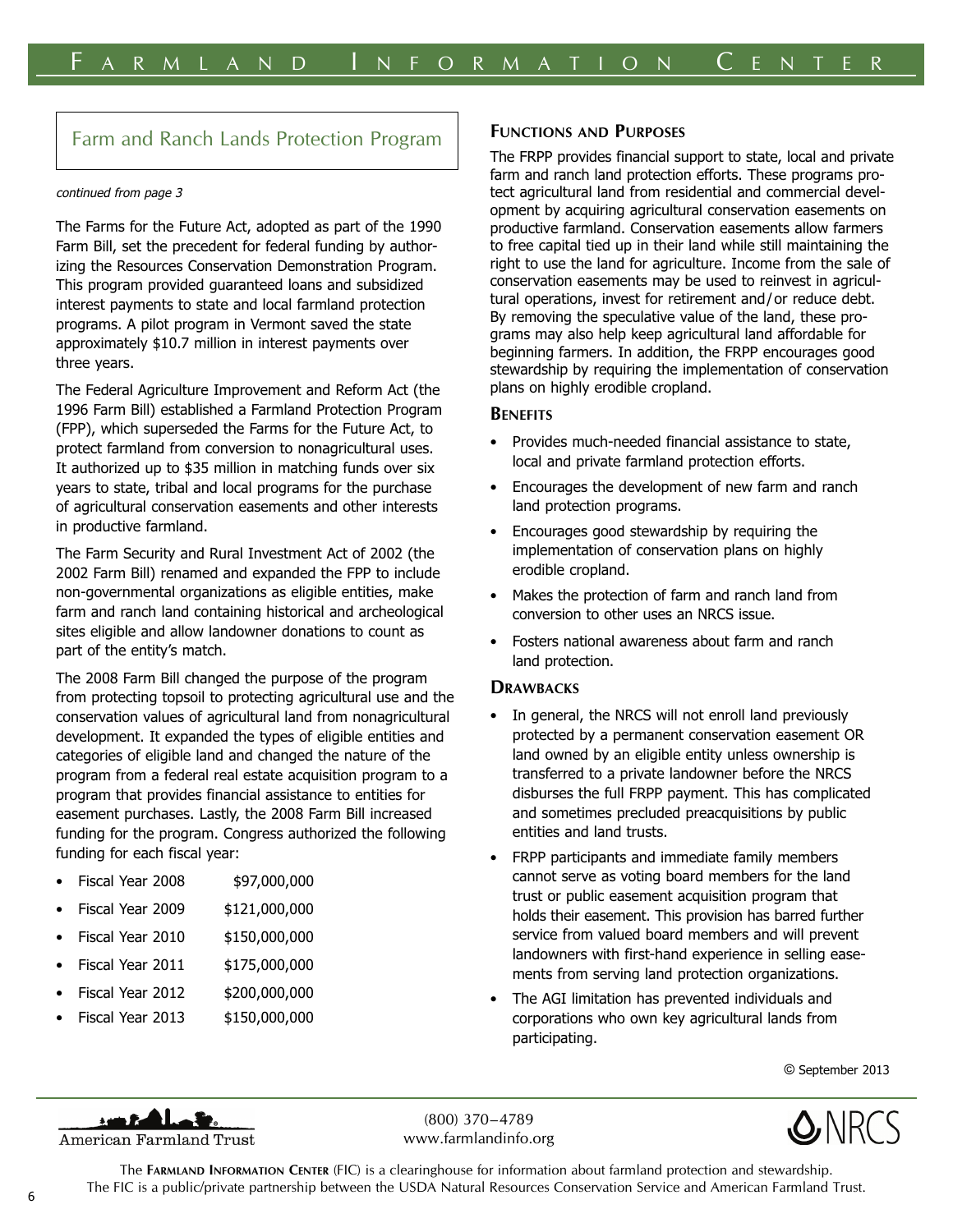## Farm and Ranch Lands Protection Program

*continued from page 3*

The Farms for the Future Act, adopted as part of the 1990 Farm Bill, set the precedent for federal funding by authorizing the Resources Conservation Demonstration Program. This program provided guaranteed loans and subsidized interest payments to state and local farmland protection programs. A pilot program in Vermont saved the state approximately $10.7 million in interest payments over three years.

The Federal Agriculture Improvement and Reform Act (the 1996 Farm Bill) established a Farmland Protection Program (FPP), which superseded the Farms for the Future Act, to protect farmland from conversion to nonagricultural uses. It authorized up to $35 million in matching funds over six years to state, tribal and local programs for the purchase of agricultural conservation easements and other interests in productive farmland.

The Farm Security and Rural Investment Act of 2002 (the 2002 Farm Bill) renamed and expanded the FPP to include non-governmental organizations as eligible entities, make farm and ranch land containing historical and archeological sites eligible and allow landowner donations to count as part of the entity's match.

The 2008 Farm Bill changed the purpose of the program from protecting topsoil to protecting agricultural use and the conservation values of agricultural land from nonagricultural development. It expanded the types of eligible entities and categories of eligible land and changed the nature of the program from a federal real estate acquisition program to a program that provides financial assistance to entities for easement purchases. Lastly, the 2008 Farm Bill increased funding for the program. Congress authorized the following funding for each fiscal year:

- Fiscal Year 2008 $97,000,000
- Fiscal Year 2009 $121,000,000
- Fiscal Year 2010 $150,000,000
- Fiscal Year 2011 $175,000,000
- Fiscal Year 2012 $200,000,000
- Fiscal Year 2013 $150,000,000

### Functions and Purposes

The FRPP provides financial support to state, local and private farm and ranch land protection efforts. These programs protect agricultural land from residential and commercial development by acquiring agricultural conservation easements on productive farmland. Conservation easements allow farmers to free capital tied up in their land while still maintaining the right to use the land for agriculture. Income from the sale of conservation easements may be used to reinvest in agricultural operations, invest for retirement and/or reduce debt. By removing the speculative value of the land, these programs may also help keep agricultural land affordable for beginning farmers. In addition, the FRPP encourages good stewardship by requiring the implementation of conservation plans on highly erodible cropland.

### Benefits

- Provides much-needed financial assistance to state, local and private farmland protection efforts.
- Encourages the development of new farm and ranch land protection programs.
- Encourages good stewardship by requiring the implementation of conservation plans on highly erodible cropland.
- Makes the protection of farm and ranch land from conversion to other uses an NRCS issue.
- Fosters national awareness about farm and ranch land protection.

### Drawbacks

- In general, the NRCS will not enroll land previously protected by a permanent conservation easement OR land owned by an eligible entity unless ownership is transferred to a private landowner before the NRCS disburses the full FRPP payment. This has complicated and sometimes precluded preacquisitions by public entities and land trusts.
- FRPP participants and immediate family members cannot serve as voting board members for the land trust or public easement acquisition program that holds their easement. This provision has barred further service from valued board members and will prevent landowners with first-hand experience in selling easements from serving land protection organizations.
- The AGI limitation has prevented individuals and corporations who own key agricultural lands from participating.

© September 2013

American Farmland Trust

(800) 370–4789
www.farmlandinfo.org

NRCS

The **Farmland Information Center** (FIC) is a clearinghouse for information about farmland protection and stewardship. The FIC is a public/private partnership between the USDA Natural Resources Conservation Service and American Farmland Trust.